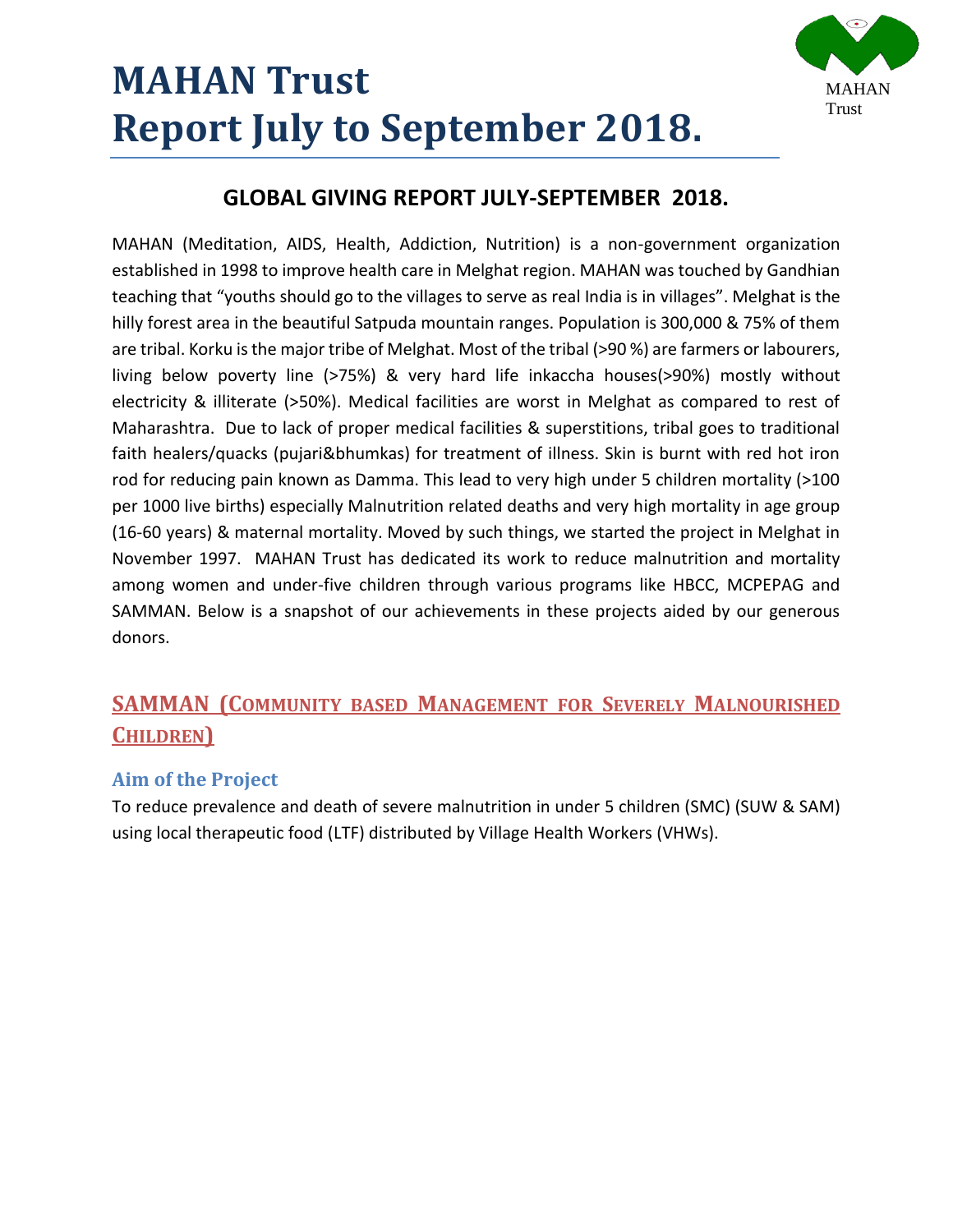# MAHAN Trust
# Report July to September 2018.

MAHAN
Trust

## GLOBAL GIVING REPORT JULY-SEPTEMBER 2018.

MAHAN (Meditation, AIDS, Health, Addiction, Nutrition) is a non-government organization established in 1998 to improve health care in Melghat region. MAHAN was touched by Gandhian teaching that "youths should go to the villages to serve as real India is in villages". Melghat is the hilly forest area in the beautiful Satpuda mountain ranges. Population is 300,000 & 75% of them are tribal. Korku is the major tribe of Melghat. Most of the tribal (>90 %) are farmers or labourers, living below poverty line (>75%) & very hard life inkaccha houses(>90%) mostly without electricity & illiterate (>50%). Medical facilities are worst in Melghat as compared to rest of Maharashtra. Due to lack of proper medical facilities & superstitions, tribal goes to traditional faith healers/quacks (pujari&bhumkas) for treatment of illness. Skin is burnt with red hot iron rod for reducing pain known as Damma. This lead to very high under 5 children mortality (>100 per 1000 live births) especially Malnutrition related deaths and very high mortality in age group (16-60 years) & maternal mortality. Moved by such things, we started the project in Melghat in November 1997. MAHAN Trust has dedicated its work to reduce malnutrition and mortality among women and under-five children through various programs like HBCC, MCPEPAG and SAMMAN. Below is a snapshot of our achievements in these projects aided by our generous donors.

## SAMMAN (Community based Management for Severely Malnourished Children)

### Aim of the Project

To reduce prevalence and death of severe malnutrition in under 5 children (SMC) (SUW & SAM) using local therapeutic food (LTF) distributed by Village Health Workers (VHWs).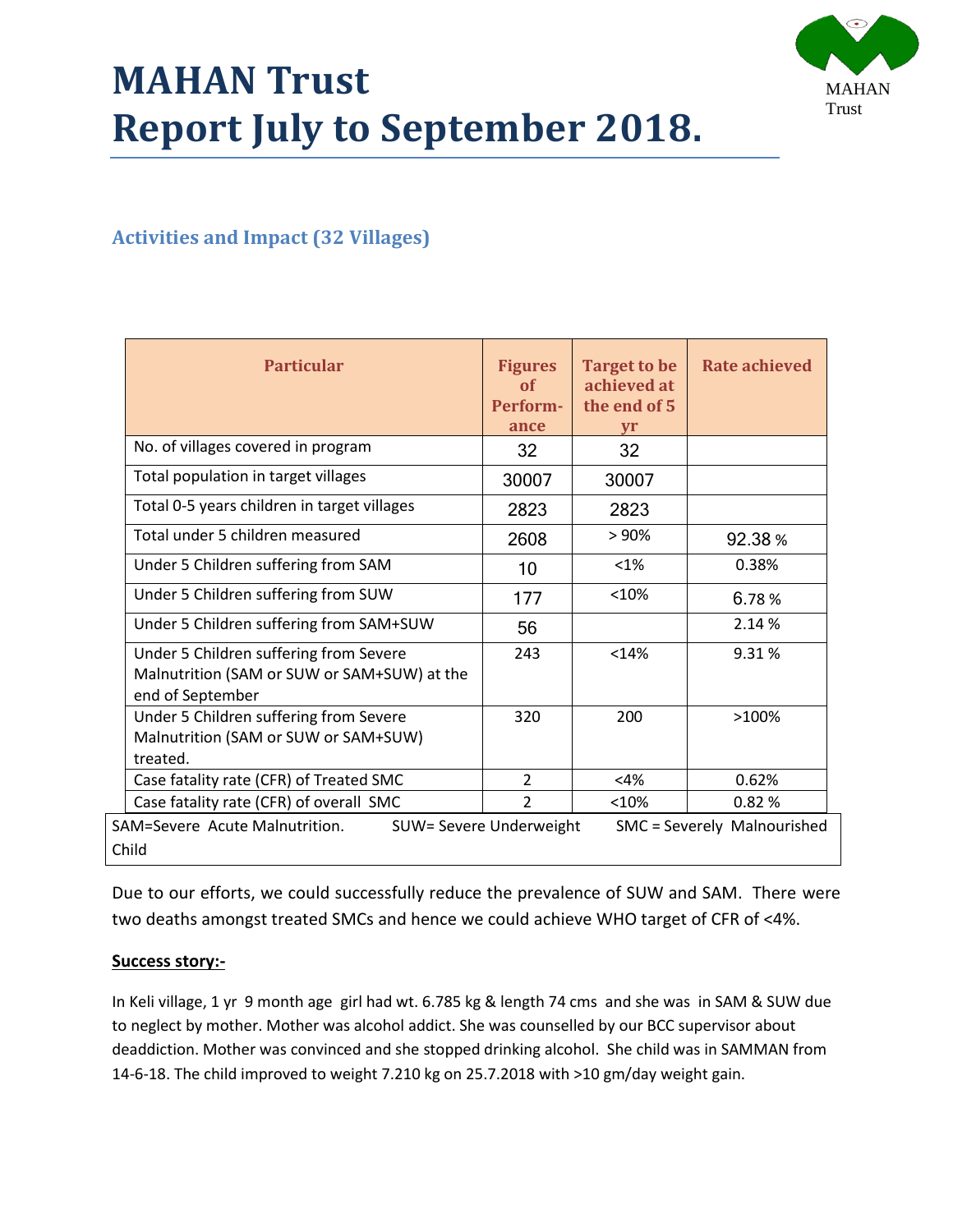# MAHAN Trust
# Report July to September 2018.

## Activities and Impact (32 Villages)

| Particular | Figures of Perform-ance | Target to be achieved at the end of 5 yr | Rate achieved |
|---|---|---|---|
| No. of villages covered in program | 32 | 32 | |
| Total population in target villages | 30007 | 30007 | |
| Total 0-5 years children in target villages | 2823 | 2823 | |
| Total under 5 children measured | 2608 | > 90% | 92.38 % |
| Under 5 Children suffering from SAM | 10 | <1% | 0.38% |
| Under 5 Children suffering from SUW | 177 | <10% | 6.78 % |
| Under 5 Children suffering from SAM+SUW | 56 | | 2.14 % |
| Under 5 Children suffering from Severe Malnutrition (SAM or SUW or SAM+SUW) at the end of September | 243 | <14% | 9.31 % |
| Under 5 Children suffering from Severe Malnutrition (SAM or SUW or SAM+SUW) treated. | 320 | 200 | >100% |
| Case fatality rate (CFR) of Treated SMC | 2 | <4% | 0.62% |
| Case fatality rate (CFR) of overall SMC | 2 | <10% | 0.82 % |

SAM=Severe Acute Malnutrition. SUW= Severe Underweight SMC = Severely Malnourished Child

Due to our efforts, we could successfully reduce the prevalence of SUW and SAM. There were two deaths amongst treated SMCs and hence we could achieve WHO target of CFR of <4%.

**Success story:-**

In Keli village, 1 yr 9 month age girl had wt. 6.785 kg & length 74 cms and she was in SAM & SUW due to neglect by mother. Mother was alcohol addict. She was counselled by our BCC supervisor about deaddiction. Mother was convinced and she stopped drinking alcohol. She child was in SAMMAN from 14-6-18. The child improved to weight 7.210 kg on 25.7.2018 with >10 gm/day weight gain.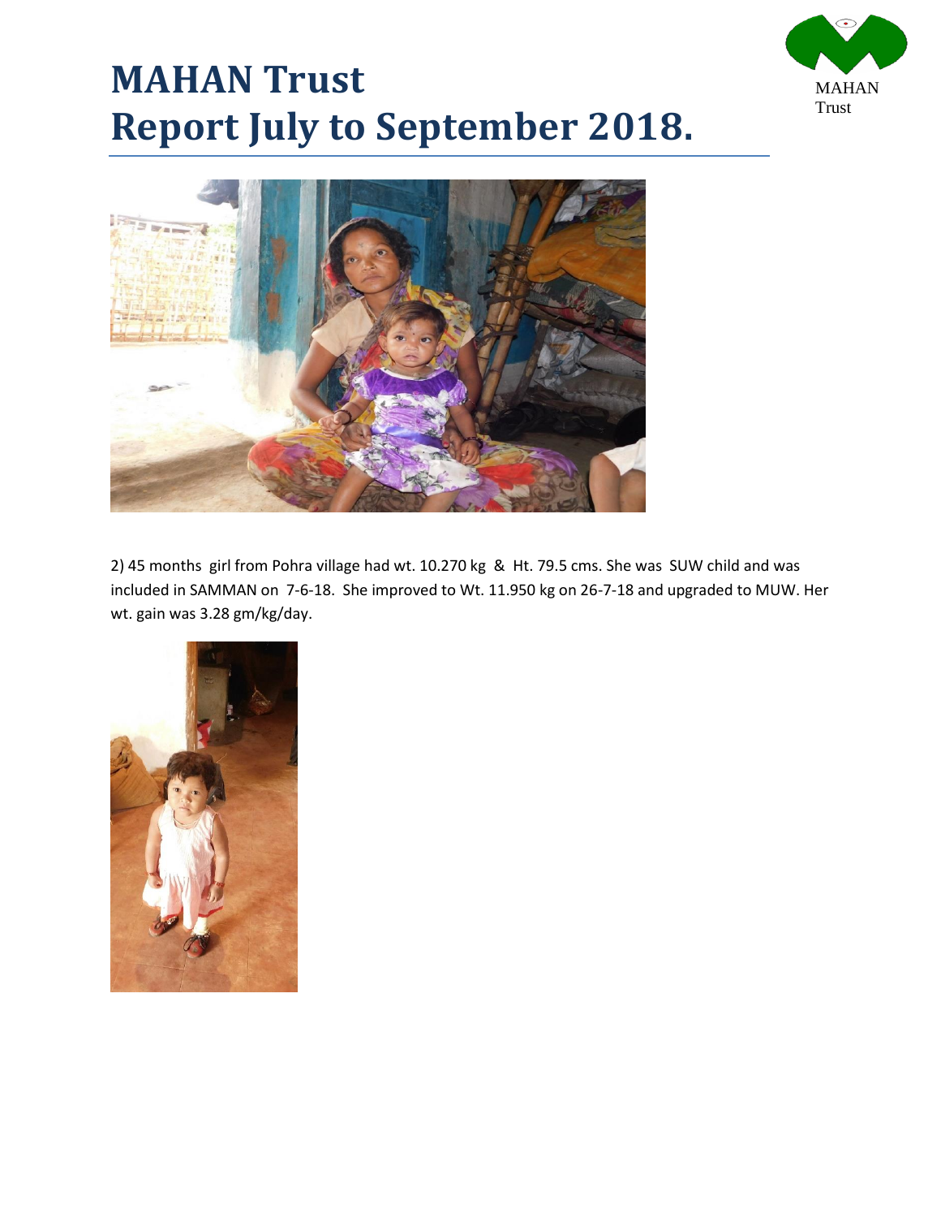# MAHAN Trust
# Report July to September 2018.

2) 45 months girl from Pohra village had wt. 10.270 kg & Ht. 79.5 cms. She was SUW child and was included in SAMMAN on 7-6-18. She improved to Wt. 11.950 kg on 26-7-18 and upgraded to MUW. Her wt. gain was 3.28 gm/kg/day.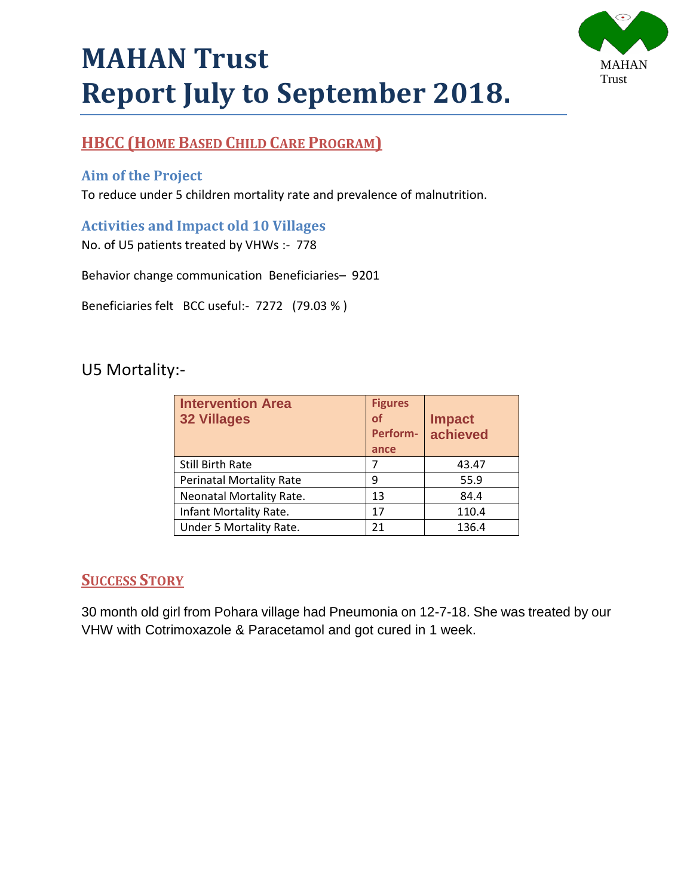# MAHAN Trust
# Report July to September 2018.

MAHAN Trust

## HBCC (Home Based Child Care Program)

### Aim of the Project

To reduce under 5 children mortality rate and prevalence of malnutrition.

### Activities and Impact old 10 Villages

No. of U5 patients treated by VHWs :- 778

Behavior change communication Beneficiaries– 9201

Beneficiaries felt BCC useful:- 7272 (79.03 % )

U5 Mortality:-

| Intervention Area 32 Villages | Figures of Perform-ance | Impact achieved |
|---|---|---|
| Still Birth Rate | 7 | 43.47 |
| Perinatal Mortality Rate | 9 | 55.9 |
| Neonatal Mortality Rate. | 13 | 84.4 |
| Infant Mortality Rate. | 17 | 110.4 |
| Under 5 Mortality Rate. | 21 | 136.4 |

## Success Story

30 month old girl from Pohara village had Pneumonia on 12-7-18. She was treated by our VHW with Cotrimoxazole & Paracetamol and got cured in 1 week.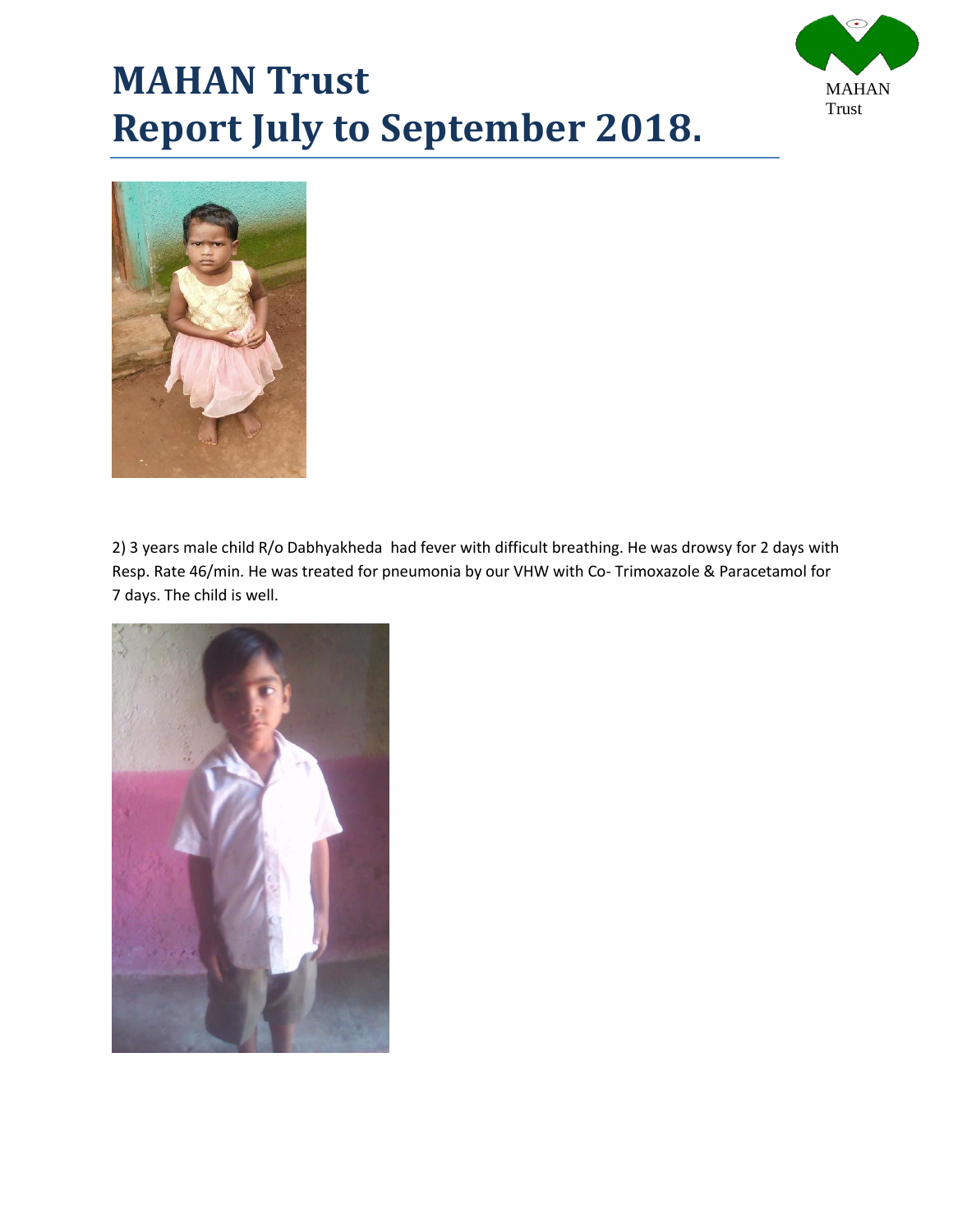# MAHAN Trust
# Report July to September 2018.

2) 3 years male child R/o Dabhyakheda had fever with difficult breathing. He was drowsy for 2 days with Resp. Rate 46/min. He was treated for pneumonia by our VHW with Co- Trimoxazole & Paracetamol for 7 days. The child is well.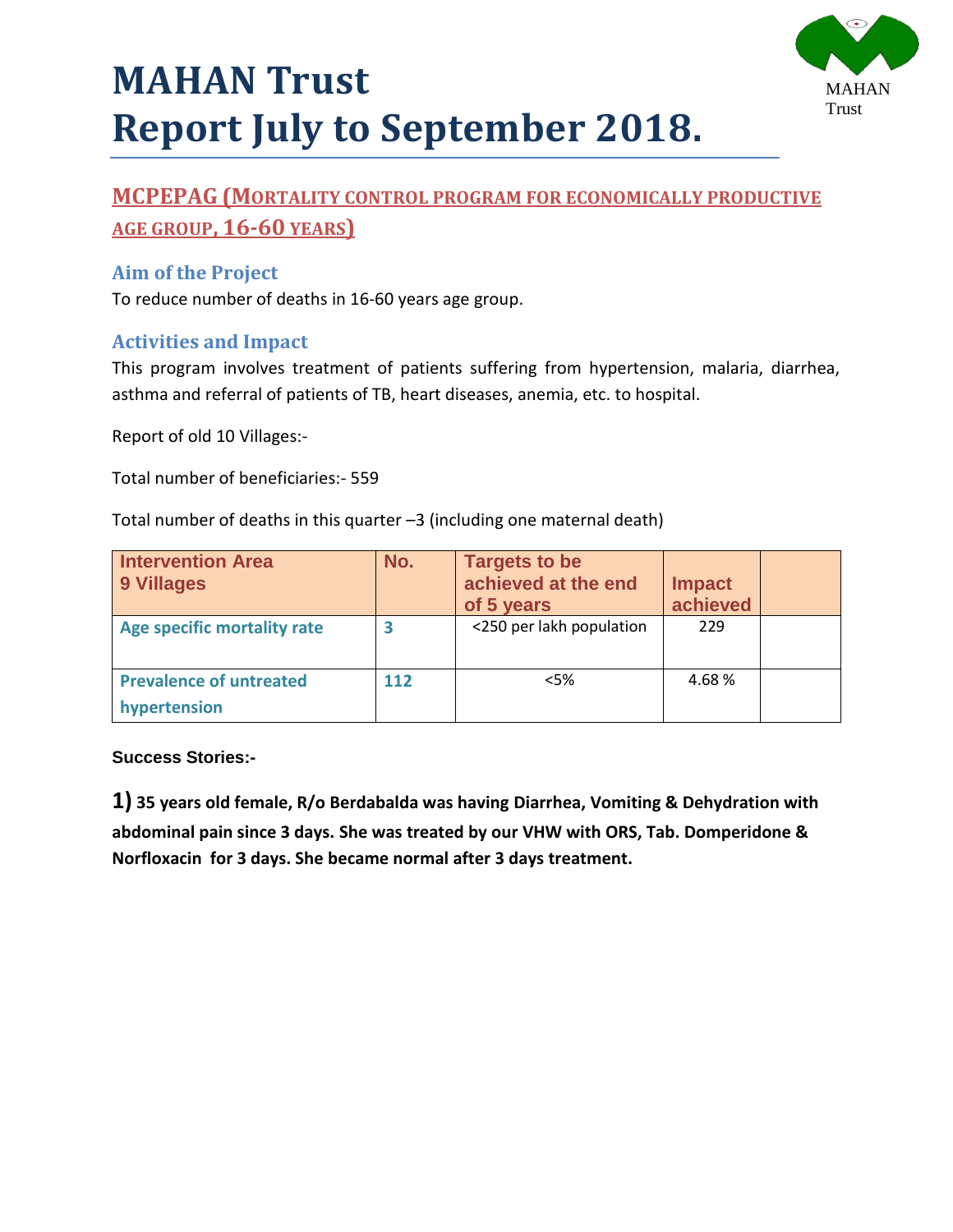# MAHAN Trust
# Report July to September 2018.

MAHAN Trust

## MCPEPAG (MORTALITY CONTROL PROGRAM FOR ECONOMICALLY PRODUCTIVE AGE GROUP, 16-60 YEARS)

### Aim of the Project

To reduce number of deaths in 16-60 years age group.

### Activities and Impact

This program involves treatment of patients suffering from hypertension, malaria, diarrhea, asthma and referral of patients of TB, heart diseases, anemia, etc. to hospital.

Report of old 10 Villages:-

Total number of beneficiaries:- 559

Total number of deaths in this quarter –3 (including one maternal death)

| Intervention Area 9 Villages | No. | Targets to be achieved at the end of 5 years | Impact achieved | |
|---|---|---|---|---|
| Age specific mortality rate | 3 | <250 per lakh population | 229 | |
| Prevalence of untreated hypertension | 112 | <5% | 4.68 % | |

**Success Stories:-**

**1) 35 years old female, R/o Berdabalda was having Diarrhea, Vomiting & Dehydration with abdominal pain since 3 days. She was treated by our VHW with ORS, Tab. Domperidone & Norfloxacin for 3 days. She became normal after 3 days treatment.**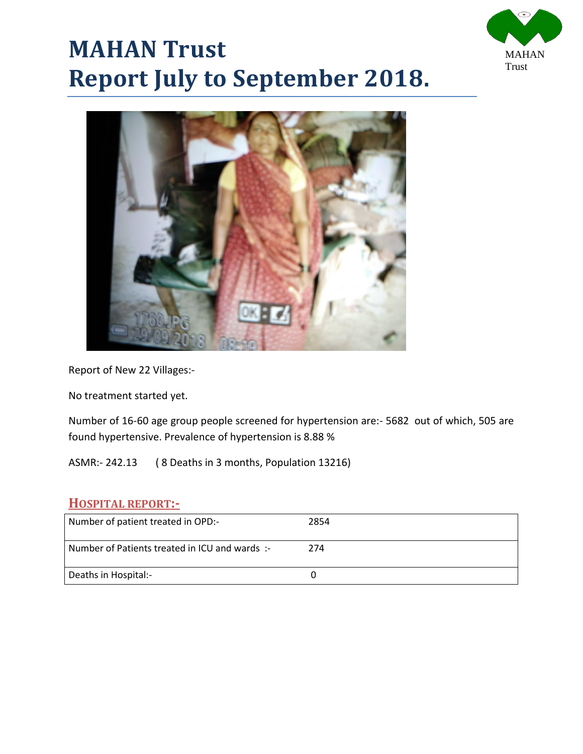# MAHAN Trust
# Report July to September 2018.

Report of New 22 Villages:-

No treatment started yet.

Number of 16-60 age group people screened for hypertension are:- 5682 out of which, 505 are found hypertensive. Prevalence of hypertension is 8.88 %

ASMR:- 242.13 ( 8 Deaths in 3 months, Population 13216)

## HOSPITAL REPORT:-

| | |
|---|---|
| Number of patient treated in OPD:- | 2854 |
| Number of Patients treated in ICU and wards :- | 274 |
| Deaths in Hospital:- | 0 |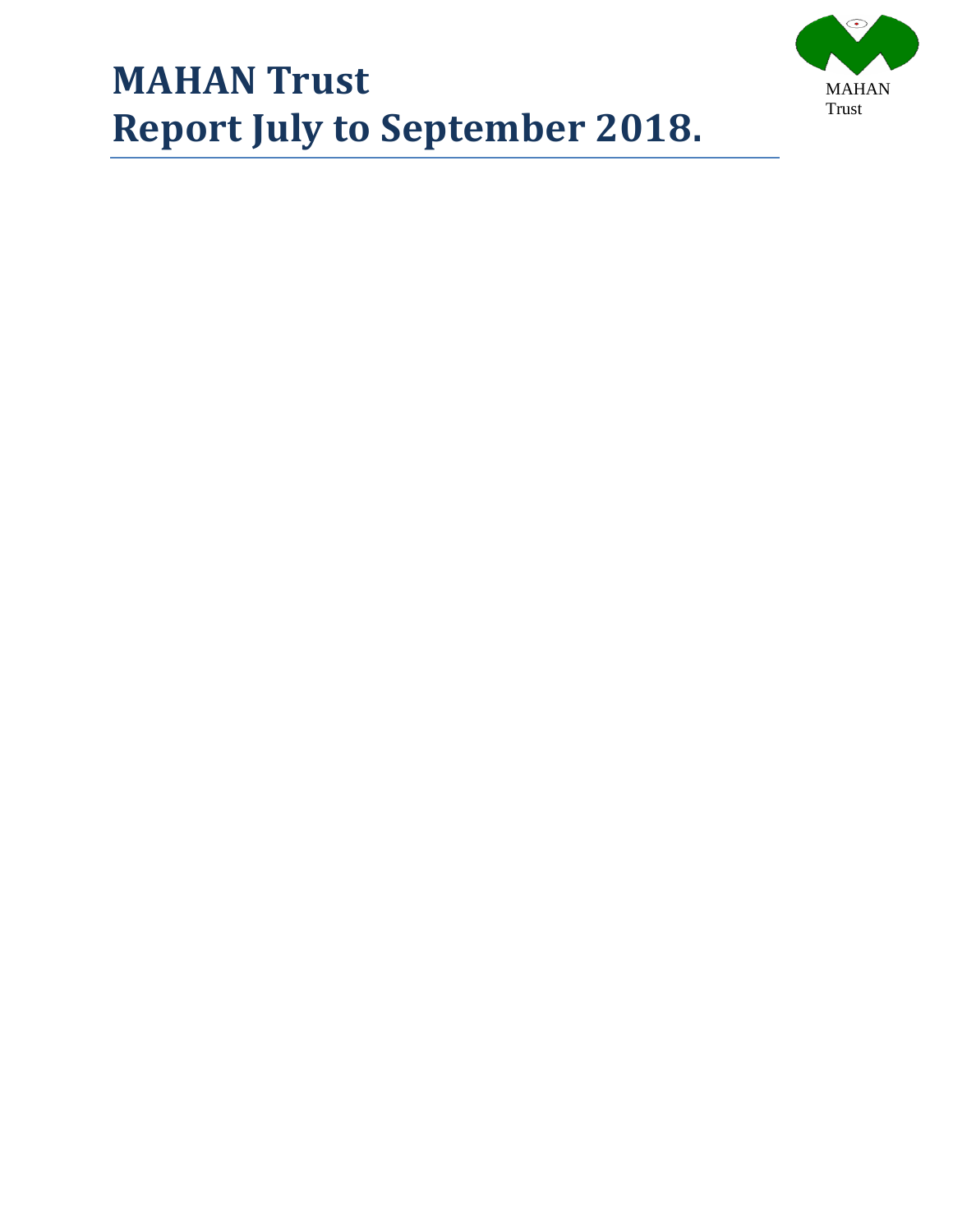# MAHAN Trust
# Report July to September 2018.

MAHAN
Trust